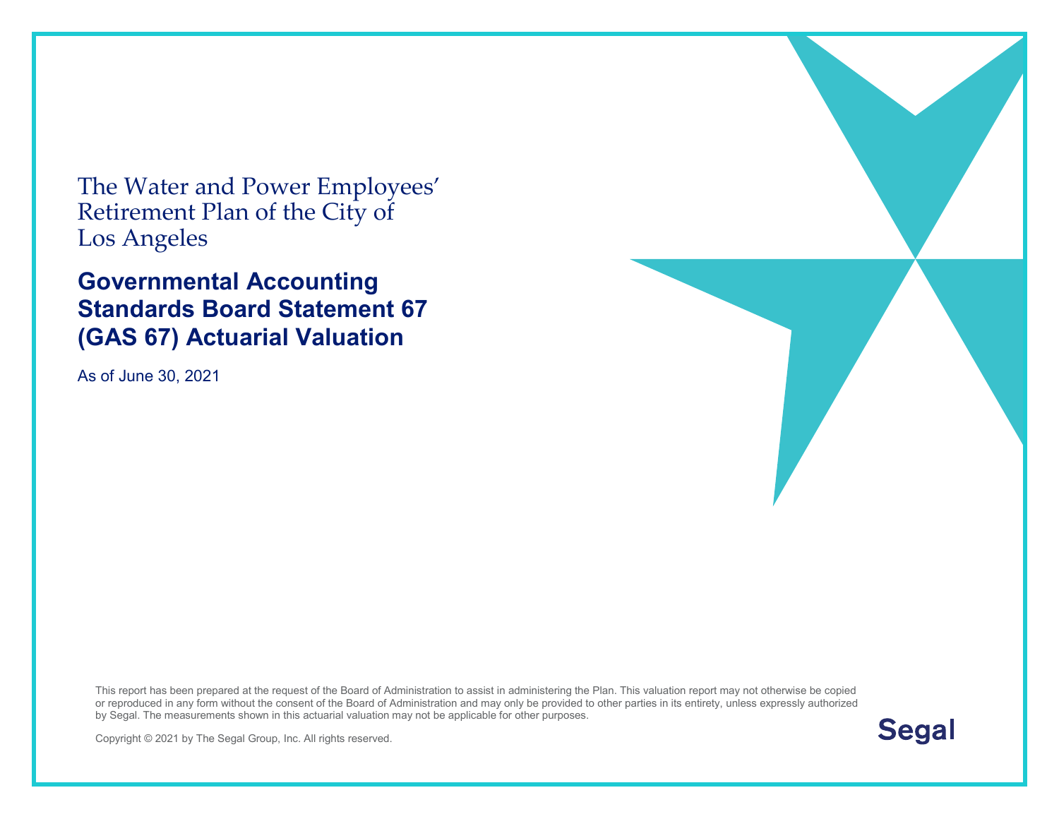The Water and Power Employees' Retirement Plan of the City of Los Angeles

# Governmental Accounting Standards Board Statement 67 (GAS 67) Actuarial Valuation

As of June 30, 2021

This report has been prepared at the request of the Board of Administration to assist in administering the Plan. This valuation report may not otherwise be copied or reproduced in any form without the consent of the Board of Administration and may only be provided to other parties in its entirety, unless expressly authorized by Segal. The measurements shown in this actuarial valuation may not be applicable for other purposes.

Copyright © 2021 by The Segal Group, Inc. All rights reserved.

Segal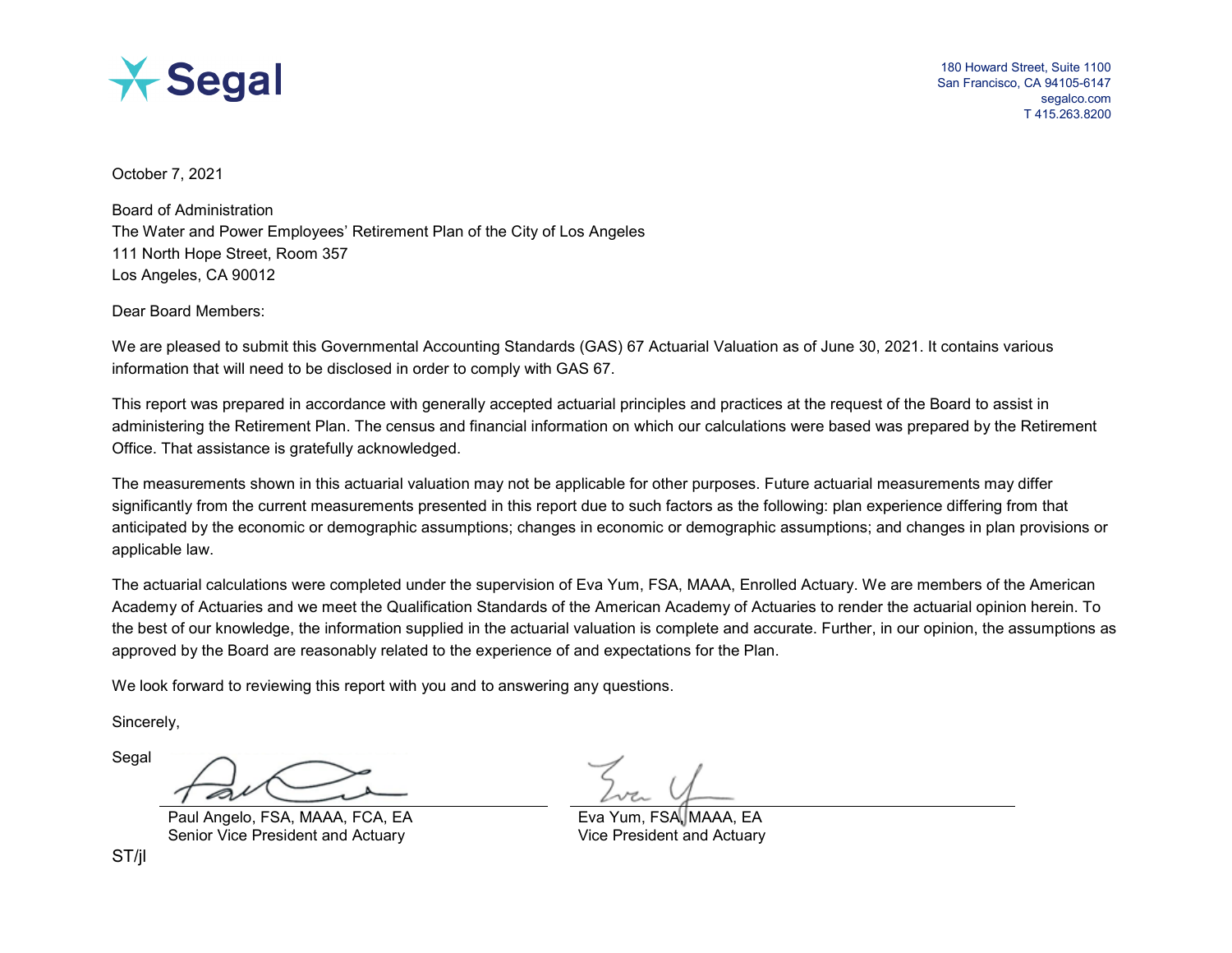Segal

180 Howard Street, Suite 1100
San Francisco, CA 94105-6147
segalco.com
T 415.263.8200

October 7, 2021

Board of Administration
The Water and Power Employees' Retirement Plan of the City of Los Angeles
111 North Hope Street, Room 357
Los Angeles, CA 90012

Dear Board Members:

We are pleased to submit this Governmental Accounting Standards (GAS) 67 Actuarial Valuation as of June 30, 2021. It contains various information that will need to be disclosed in order to comply with GAS 67.

This report was prepared in accordance with generally accepted actuarial principles and practices at the request of the Board to assist in administering the Retirement Plan. The census and financial information on which our calculations were based was prepared by the Retirement Office. That assistance is gratefully acknowledged.

The measurements shown in this actuarial valuation may not be applicable for other purposes. Future actuarial measurements may differ significantly from the current measurements presented in this report due to such factors as the following: plan experience differing from that anticipated by the economic or demographic assumptions; changes in economic or demographic assumptions; and changes in plan provisions or applicable law.

The actuarial calculations were completed under the supervision of Eva Yum, FSA, MAAA, Enrolled Actuary. We are members of the American Academy of Actuaries and we meet the Qualification Standards of the American Academy of Actuaries to render the actuarial opinion herein. To the best of our knowledge, the information supplied in the actuarial valuation is complete and accurate. Further, in our opinion, the assumptions as approved by the Board are reasonably related to the experience of and expectations for the Plan.

We look forward to reviewing this report with you and to answering any questions.

Sincerely,

Segal

Paul Angelo, FSA, MAAA, FCA, EA
Senior Vice President and Actuary

Eva Yum, FSA, MAAA, EA
Vice President and Actuary

ST/jl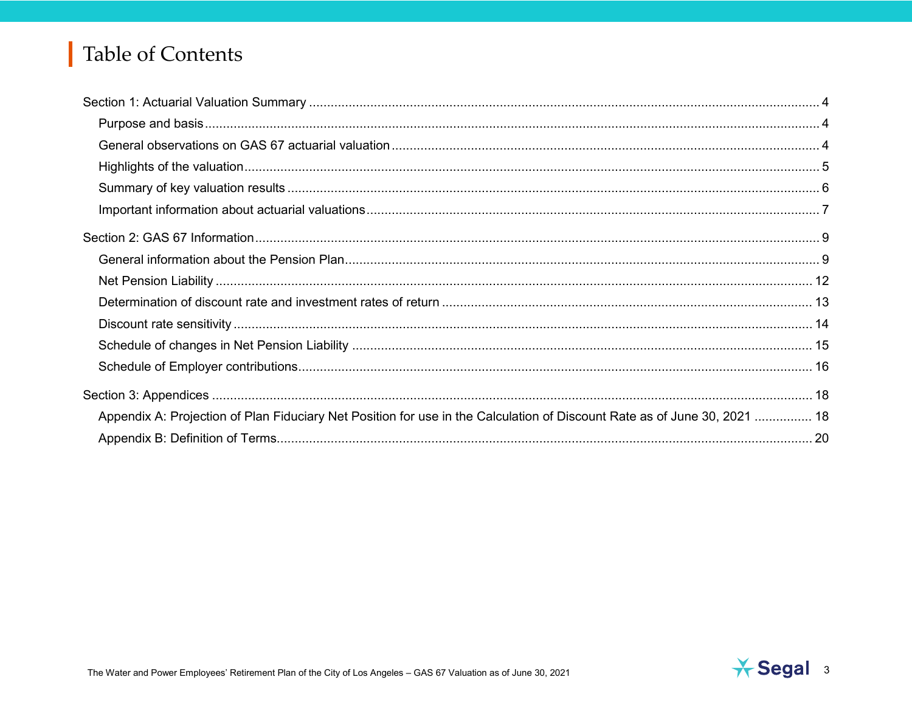# Table of Contents

Section 1: Actuarial Valuation Summary ........................................................ 4

- Purpose and basis ........................................................ 4
- General observations on GAS 67 actuarial valuation ........................................................ 4
- Highlights of the valuation ........................................................ 5
- Summary of key valuation results ........................................................ 6
- Important information about actuarial valuations ........................................................ 7

Section 2: GAS 67 Information ........................................................ 9

- General information about the Pension Plan ........................................................ 9
- Net Pension Liability ........................................................ 12
- Determination of discount rate and investment rates of return ........................................................ 13
- Discount rate sensitivity ........................................................ 14
- Schedule of changes in Net Pension Liability ........................................................ 15
- Schedule of Employer contributions ........................................................ 16

Section 3: Appendices ........................................................ 18

- Appendix A: Projection of Plan Fiduciary Net Position for use in the Calculation of Discount Rate as of June 30, 2021 ................ 18
- Appendix B: Definition of Terms ........................................................ 20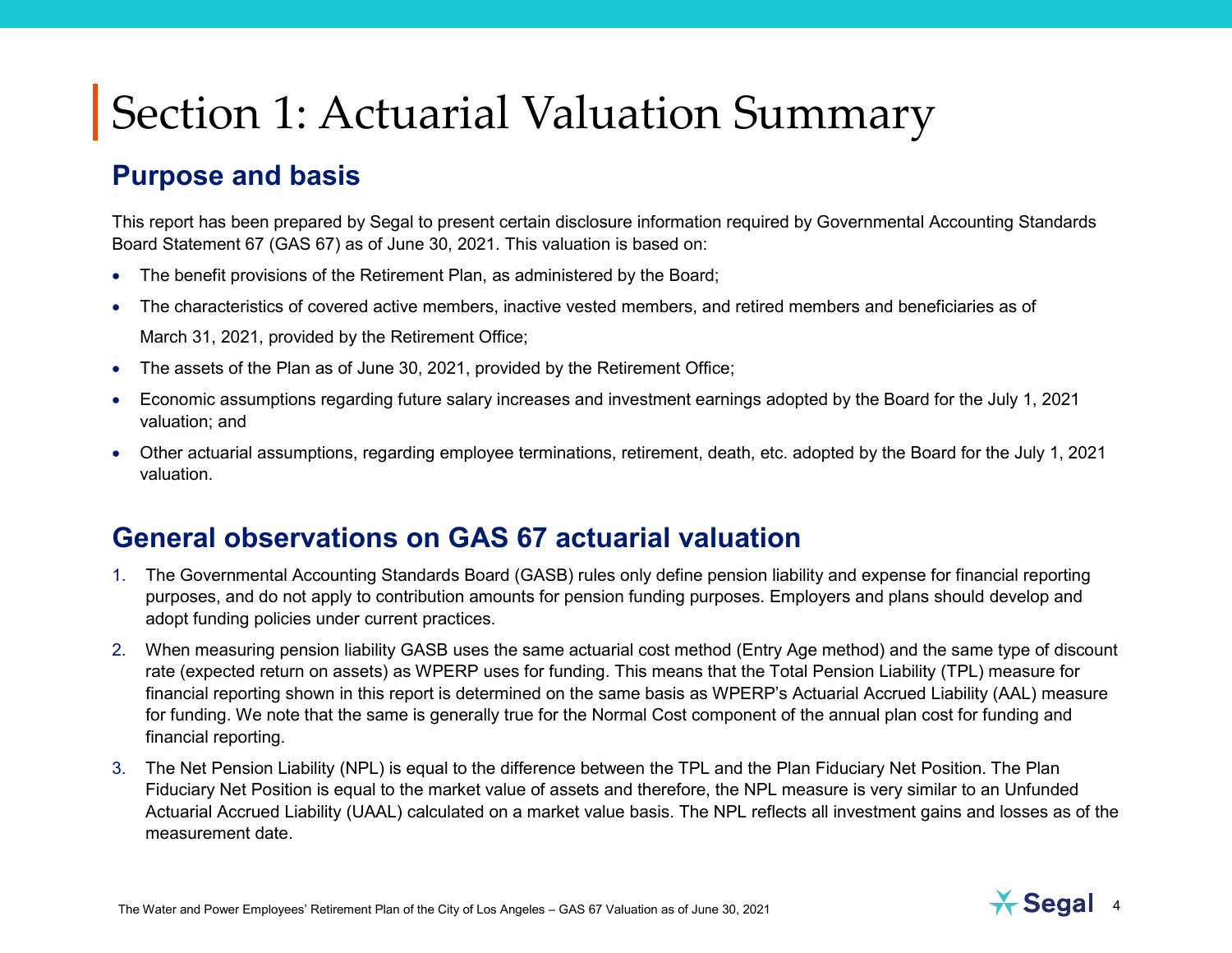# Section 1: Actuarial Valuation Summary

## Purpose and basis

This report has been prepared by Segal to present certain disclosure information required by Governmental Accounting Standards Board Statement 67 (GAS 67) as of June 30, 2021. This valuation is based on:

- The benefit provisions of the Retirement Plan, as administered by the Board;
- The characteristics of covered active members, inactive vested members, and retired members and beneficiaries as of March 31, 2021, provided by the Retirement Office;
- The assets of the Plan as of June 30, 2021, provided by the Retirement Office;
- Economic assumptions regarding future salary increases and investment earnings adopted by the Board for the July 1, 2021 valuation; and
- Other actuarial assumptions, regarding employee terminations, retirement, death, etc. adopted by the Board for the July 1, 2021 valuation.

## General observations on GAS 67 actuarial valuation

1. The Governmental Accounting Standards Board (GASB) rules only define pension liability and expense for financial reporting purposes, and do not apply to contribution amounts for pension funding purposes. Employers and plans should develop and adopt funding policies under current practices.
2. When measuring pension liability GASB uses the same actuarial cost method (Entry Age method) and the same type of discount rate (expected return on assets) as WPERP uses for funding. This means that the Total Pension Liability (TPL) measure for financial reporting shown in this report is determined on the same basis as WPERP's Actuarial Accrued Liability (AAL) measure for funding. We note that the same is generally true for the Normal Cost component of the annual plan cost for funding and financial reporting.
3. The Net Pension Liability (NPL) is equal to the difference between the TPL and the Plan Fiduciary Net Position. The Plan Fiduciary Net Position is equal to the market value of assets and therefore, the NPL measure is very similar to an Unfunded Actuarial Accrued Liability (UAAL) calculated on a market value basis. The NPL reflects all investment gains and losses as of the measurement date.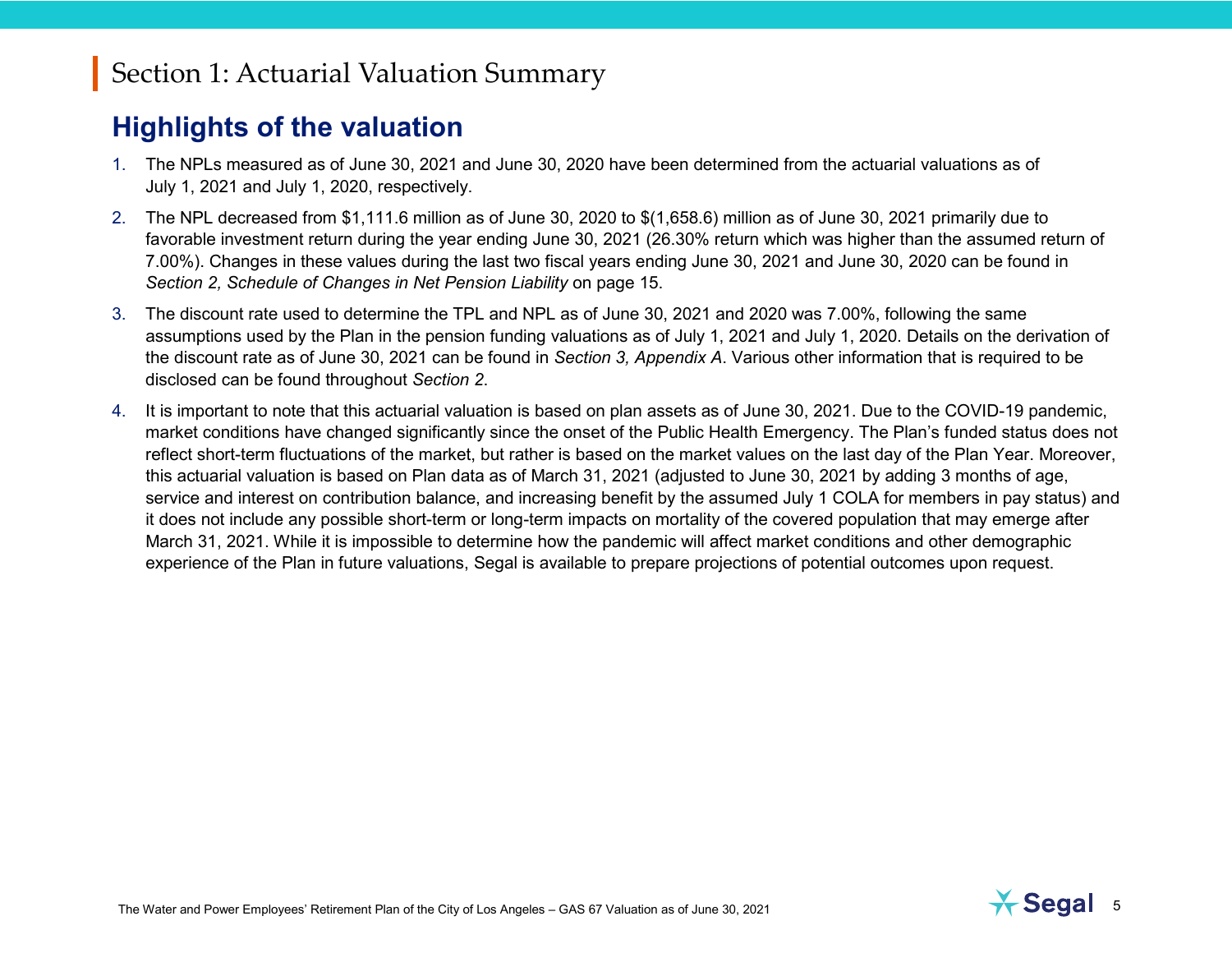# Section 1: Actuarial Valuation Summary

## Highlights of the valuation

1. The NPLs measured as of June 30, 2021 and June 30, 2020 have been determined from the actuarial valuations as of July 1, 2021 and July 1, 2020, respectively.
2. The NPL decreased from $1,111.6 million as of June 30, 2020 to $(1,658.6) million as of June 30, 2021 primarily due to favorable investment return during the year ending June 30, 2021 (26.30% return which was higher than the assumed return of 7.00%). Changes in these values during the last two fiscal years ending June 30, 2021 and June 30, 2020 can be found in *Section 2, Schedule of Changes in Net Pension Liability* on page 15.
3. The discount rate used to determine the TPL and NPL as of June 30, 2021 and 2020 was 7.00%, following the same assumptions used by the Plan in the pension funding valuations as of July 1, 2021 and July 1, 2020. Details on the derivation of the discount rate as of June 30, 2021 can be found in *Section 3, Appendix A*. Various other information that is required to be disclosed can be found throughout *Section 2*.
4. It is important to note that this actuarial valuation is based on plan assets as of June 30, 2021. Due to the COVID-19 pandemic, market conditions have changed significantly since the onset of the Public Health Emergency. The Plan's funded status does not reflect short-term fluctuations of the market, but rather is based on the market values on the last day of the Plan Year. Moreover, this actuarial valuation is based on Plan data as of March 31, 2021 (adjusted to June 30, 2021 by adding 3 months of age, service and interest on contribution balance, and increasing benefit by the assumed July 1 COLA for members in pay status) and it does not include any possible short-term or long-term impacts on mortality of the covered population that may emerge after March 31, 2021. While it is impossible to determine how the pandemic will affect market conditions and other demographic experience of the Plan in future valuations, Segal is available to prepare projections of potential outcomes upon request.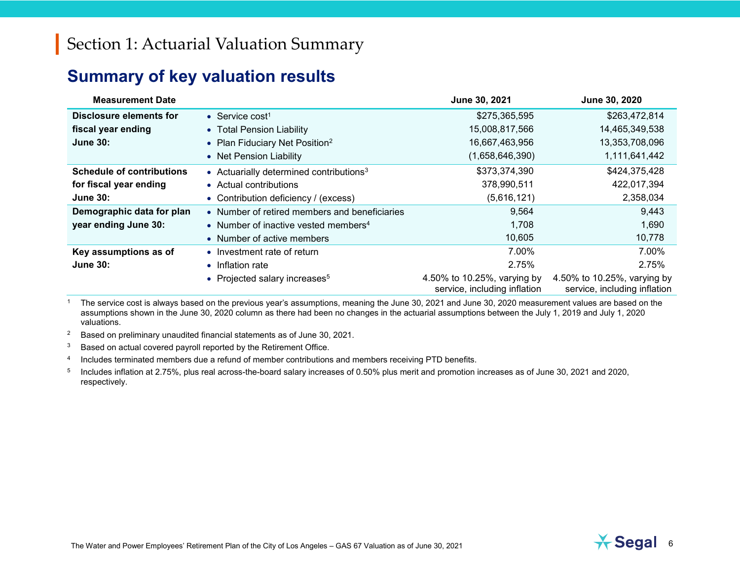# Section 1: Actuarial Valuation Summary

## Summary of key valuation results

| Measurement Date | | June 30, 2021 | June 30, 2020 |
|---|---|---|---|
| **Disclosure elements for fiscal year ending June 30:** | • Service cost[1] | $275,365,595 | $263,472,814 |
| | • Total Pension Liability | 15,008,817,566 | 14,465,349,538 |
| | • Plan Fiduciary Net Position[2] | 16,667,463,956 | 13,353,708,096 |
| | • Net Pension Liability | (1,658,646,390) | 1,111,641,442 |
| **Schedule of contributions for fiscal year ending June 30:** | • Actuarially determined contributions[3] | $373,374,390 | $424,375,428 |
| | • Actual contributions | 378,990,511 | 422,017,394 |
| | • Contribution deficiency / (excess) | (5,616,121) | 2,358,034 |
| **Demographic data for plan year ending June 30:** | • Number of retired members and beneficiaries | 9,564 | 9,443 |
| | • Number of inactive vested members[4] | 1,708 | 1,690 |
| | • Number of active members | 10,605 | 10,778 |
| **Key assumptions as of June 30:** | • Investment rate of return | 7.00% | 7.00% |
| | • Inflation rate | 2.75% | 2.75% |
| | • Projected salary increases[5] | 4.50% to 10.25%, varying by service, including inflation | 4.50% to 10.25%, varying by service, including inflation |

[1] The service cost is always based on the previous year's assumptions, meaning the June 30, 2021 and June 30, 2020 measurement values are based on the assumptions shown in the June 30, 2020 column as there had been no changes in the actuarial assumptions between the July 1, 2019 and July 1, 2020 valuations.

[2] Based on preliminary unaudited financial statements as of June 30, 2021.

[3] Based on actual covered payroll reported by the Retirement Office.

[4] Includes terminated members due a refund of member contributions and members receiving PTD benefits.

[5] Includes inflation at 2.75%, plus real across-the-board salary increases of 0.50% plus merit and promotion increases as of June 30, 2021 and 2020, respectively.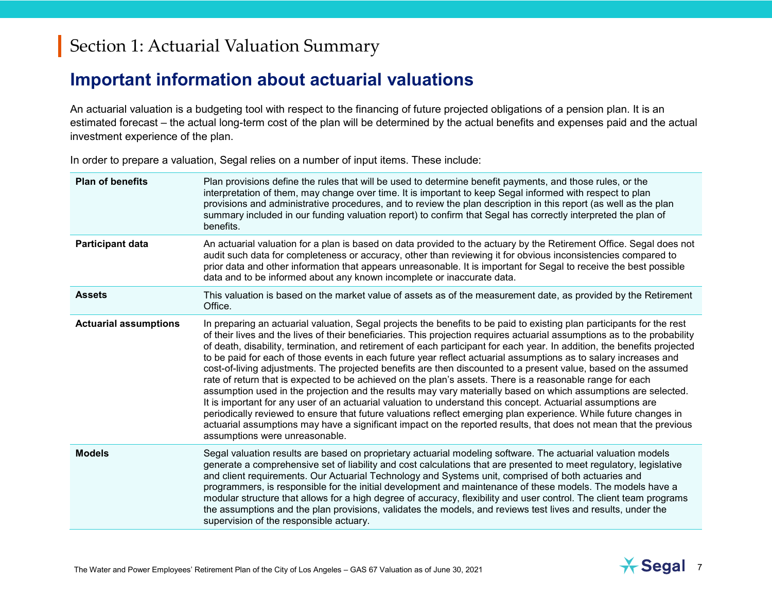# Section 1: Actuarial Valuation Summary

## Important information about actuarial valuations

An actuarial valuation is a budgeting tool with respect to the financing of future projected obligations of a pension plan. It is an estimated forecast – the actual long-term cost of the plan will be determined by the actual benefits and expenses paid and the actual investment experience of the plan.

In order to prepare a valuation, Segal relies on a number of input items. These include:

| | |
|---|---|
| **Plan of benefits** | Plan provisions define the rules that will be used to determine benefit payments, and those rules, or the interpretation of them, may change over time. It is important to keep Segal informed with respect to plan provisions and administrative procedures, and to review the plan description in this report (as well as the plan summary included in our funding valuation report) to confirm that Segal has correctly interpreted the plan of benefits. |
| **Participant data** | An actuarial valuation for a plan is based on data provided to the actuary by the Retirement Office. Segal does not audit such data for completeness or accuracy, other than reviewing it for obvious inconsistencies compared to prior data and other information that appears unreasonable. It is important for Segal to receive the best possible data and to be informed about any known incomplete or inaccurate data. |
| **Assets** | This valuation is based on the market value of assets as of the measurement date, as provided by the Retirement Office. |
| **Actuarial assumptions** | In preparing an actuarial valuation, Segal projects the benefits to be paid to existing plan participants for the rest of their lives and the lives of their beneficiaries. This projection requires actuarial assumptions as to the probability of death, disability, termination, and retirement of each participant for each year. In addition, the benefits projected to be paid for each of those events in each future year reflect actuarial assumptions as to salary increases and cost-of-living adjustments. The projected benefits are then discounted to a present value, based on the assumed rate of return that is expected to be achieved on the plan's assets. There is a reasonable range for each assumption used in the projection and the results may vary materially based on which assumptions are selected. It is important for any user of an actuarial valuation to understand this concept. Actuarial assumptions are periodically reviewed to ensure that future valuations reflect emerging plan experience. While future changes in actuarial assumptions may have a significant impact on the reported results, that does not mean that the previous assumptions were unreasonable. |
| **Models** | Segal valuation results are based on proprietary actuarial modeling software. The actuarial valuation models generate a comprehensive set of liability and cost calculations that are presented to meet regulatory, legislative and client requirements. Our Actuarial Technology and Systems unit, comprised of both actuaries and programmers, is responsible for the initial development and maintenance of these models. The models have a modular structure that allows for a high degree of accuracy, flexibility and user control. The client team programs the assumptions and the plan provisions, validates the models, and reviews test lives and results, under the supervision of the responsible actuary. |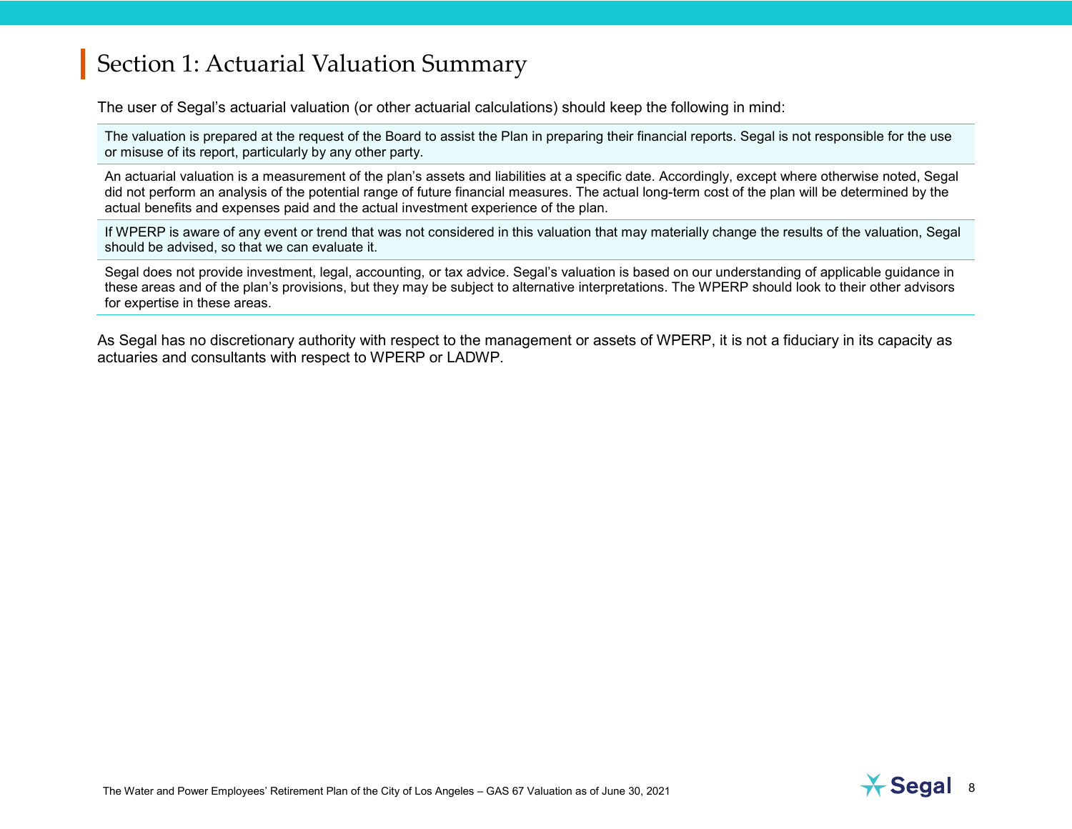## Section 1: Actuarial Valuation Summary

The user of Segal's actuarial valuation (or other actuarial calculations) should keep the following in mind:

- The valuation is prepared at the request of the Board to assist the Plan in preparing their financial reports. Segal is not responsible for the use or misuse of its report, particularly by any other party.
- An actuarial valuation is a measurement of the plan's assets and liabilities at a specific date. Accordingly, except where otherwise noted, Segal did not perform an analysis of the potential range of future financial measures. The actual long-term cost of the plan will be determined by the actual benefits and expenses paid and the actual investment experience of the plan.
- If WPERP is aware of any event or trend that was not considered in this valuation that may materially change the results of the valuation, Segal should be advised, so that we can evaluate it.
- Segal does not provide investment, legal, accounting, or tax advice. Segal's valuation is based on our understanding of applicable guidance in these areas and of the plan's provisions, but they may be subject to alternative interpretations. The WPERP should look to their other advisors for expertise in these areas.

As Segal has no discretionary authority with respect to the management or assets of WPERP, it is not a fiduciary in its capacity as actuaries and consultants with respect to WPERP or LADWP.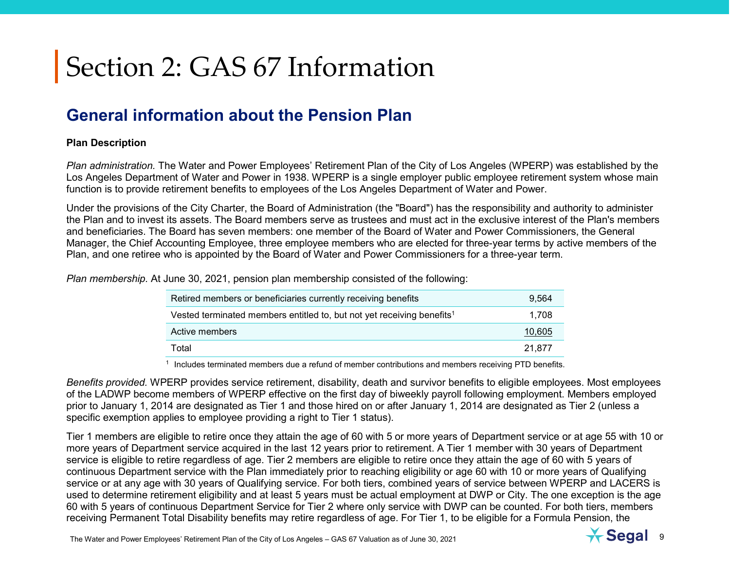# Section 2: GAS 67 Information

## General information about the Pension Plan

**Plan Description**

*Plan administration*. The Water and Power Employees' Retirement Plan of the City of Los Angeles (WPERP) was established by the Los Angeles Department of Water and Power in 1938. WPERP is a single employer public employee retirement system whose main function is to provide retirement benefits to employees of the Los Angeles Department of Water and Power.

Under the provisions of the City Charter, the Board of Administration (the "Board") has the responsibility and authority to administer the Plan and to invest its assets. The Board members serve as trustees and must act in the exclusive interest of the Plan's members and beneficiaries. The Board has seven members: one member of the Board of Water and Power Commissioners, the General Manager, the Chief Accounting Employee, three employee members who are elected for three-year terms by active members of the Plan, and one retiree who is appointed by the Board of Water and Power Commissioners for a three-year term.

*Plan membership.* At June 30, 2021, pension plan membership consisted of the following:

| | |
|---|---|
| Retired members or beneficiaries currently receiving benefits | 9,564 |
| Vested terminated members entitled to, but not yet receiving benefits[1] | 1,708 |
| Active members | 10,605 |
| Total | 21,877 |

[1] Includes terminated members due a refund of member contributions and members receiving PTD benefits.

*Benefits provided.* WPERP provides service retirement, disability, death and survivor benefits to eligible employees. Most employees of the LADWP become members of WPERP effective on the first day of biweekly payroll following employment. Members employed prior to January 1, 2014 are designated as Tier 1 and those hired on or after January 1, 2014 are designated as Tier 2 (unless a specific exemption applies to employee providing a right to Tier 1 status).

Tier 1 members are eligible to retire once they attain the age of 60 with 5 or more years of Department service or at age 55 with 10 or more years of Department service acquired in the last 12 years prior to retirement. A Tier 1 member with 30 years of Department service is eligible to retire regardless of age. Tier 2 members are eligible to retire once they attain the age of 60 with 5 years of continuous Department service with the Plan immediately prior to reaching eligibility or age 60 with 10 or more years of Qualifying service or at any age with 30 years of Qualifying service. For both tiers, combined years of service between WPERP and LACERS is used to determine retirement eligibility and at least 5 years must be actual employment at DWP or City. The one exception is the age 60 with 5 years of continuous Department Service for Tier 2 where only service with DWP can be counted. For both tiers, members receiving Permanent Total Disability benefits may retire regardless of age. For Tier 1, to be eligible for a Formula Pension, the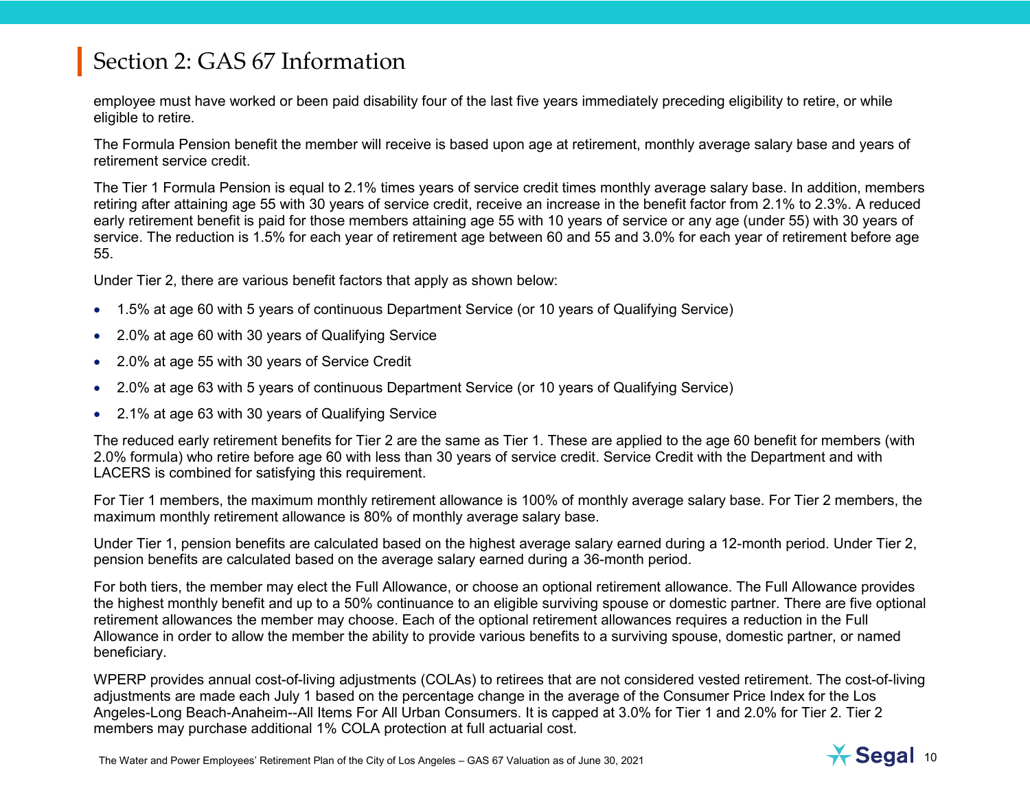# Section 2: GAS 67 Information

employee must have worked or been paid disability four of the last five years immediately preceding eligibility to retire, or while eligible to retire.

The Formula Pension benefit the member will receive is based upon age at retirement, monthly average salary base and years of retirement service credit.

The Tier 1 Formula Pension is equal to 2.1% times years of service credit times monthly average salary base. In addition, members retiring after attaining age 55 with 30 years of service credit, receive an increase in the benefit factor from 2.1% to 2.3%. A reduced early retirement benefit is paid for those members attaining age 55 with 10 years of service or any age (under 55) with 30 years of service. The reduction is 1.5% for each year of retirement age between 60 and 55 and 3.0% for each year of retirement before age 55.

Under Tier 2, there are various benefit factors that apply as shown below:

- 1.5% at age 60 with 5 years of continuous Department Service (or 10 years of Qualifying Service)
- 2.0% at age 60 with 30 years of Qualifying Service
- 2.0% at age 55 with 30 years of Service Credit
- 2.0% at age 63 with 5 years of continuous Department Service (or 10 years of Qualifying Service)
- 2.1% at age 63 with 30 years of Qualifying Service

The reduced early retirement benefits for Tier 2 are the same as Tier 1. These are applied to the age 60 benefit for members (with 2.0% formula) who retire before age 60 with less than 30 years of service credit. Service Credit with the Department and with LACERS is combined for satisfying this requirement.

For Tier 1 members, the maximum monthly retirement allowance is 100% of monthly average salary base. For Tier 2 members, the maximum monthly retirement allowance is 80% of monthly average salary base.

Under Tier 1, pension benefits are calculated based on the highest average salary earned during a 12-month period. Under Tier 2, pension benefits are calculated based on the average salary earned during a 36-month period.

For both tiers, the member may elect the Full Allowance, or choose an optional retirement allowance. The Full Allowance provides the highest monthly benefit and up to a 50% continuance to an eligible surviving spouse or domestic partner. There are five optional retirement allowances the member may choose. Each of the optional retirement allowances requires a reduction in the Full Allowance in order to allow the member the ability to provide various benefits to a surviving spouse, domestic partner, or named beneficiary.

WPERP provides annual cost-of-living adjustments (COLAs) to retirees that are not considered vested retirement. The cost-of-living adjustments are made each July 1 based on the percentage change in the average of the Consumer Price Index for the Los Angeles-Long Beach-Anaheim--All Items For All Urban Consumers. It is capped at 3.0% for Tier 1 and 2.0% for Tier 2. Tier 2 members may purchase additional 1% COLA protection at full actuarial cost.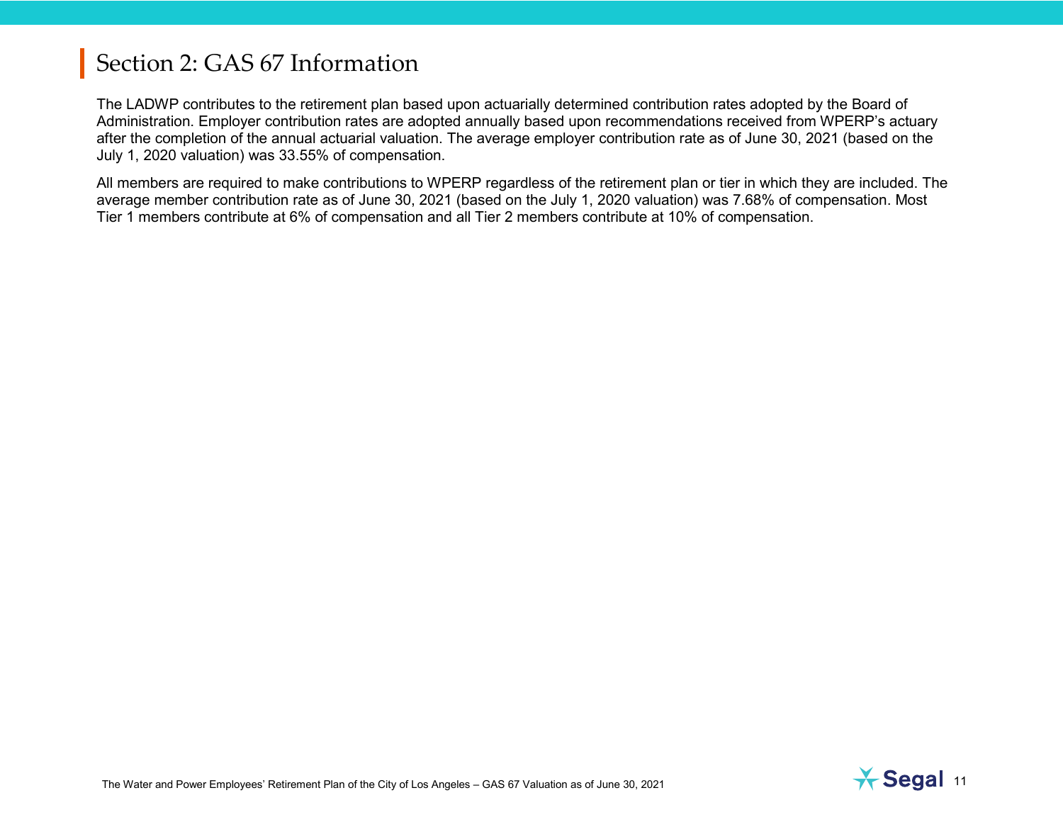# Section 2: GAS 67 Information

The LADWP contributes to the retirement plan based upon actuarially determined contribution rates adopted by the Board of Administration. Employer contribution rates are adopted annually based upon recommendations received from WPERP's actuary after the completion of the annual actuarial valuation. The average employer contribution rate as of June 30, 2021 (based on the July 1, 2020 valuation) was 33.55% of compensation.

All members are required to make contributions to WPERP regardless of the retirement plan or tier in which they are included. The average member contribution rate as of June 30, 2021 (based on the July 1, 2020 valuation) was 7.68% of compensation. Most Tier 1 members contribute at 6% of compensation and all Tier 2 members contribute at 10% of compensation.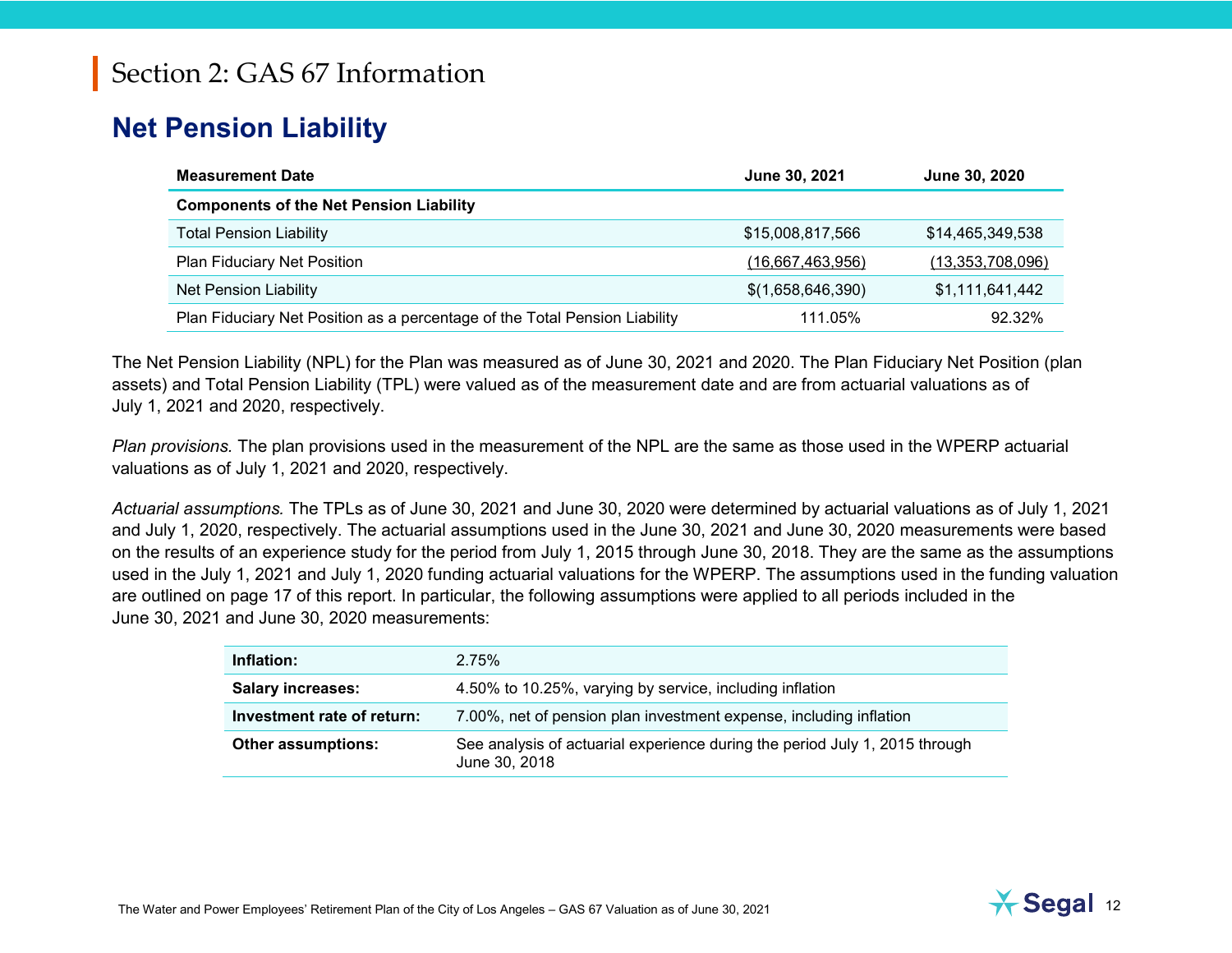# Section 2: GAS 67 Information

## Net Pension Liability

| Measurement Date | June 30, 2021 | June 30, 2020 |
|---|---|---|
| **Components of the Net Pension Liability** | | |
| Total Pension Liability | $15,008,817,566 | $14,465,349,538 |
| Plan Fiduciary Net Position | (16,667,463,956) | (13,353,708,096) |
| Net Pension Liability | $(1,658,646,390) | $1,111,641,442 |
| Plan Fiduciary Net Position as a percentage of the Total Pension Liability | 111.05% | 92.32% |

The Net Pension Liability (NPL) for the Plan was measured as of June 30, 2021 and 2020. The Plan Fiduciary Net Position (plan assets) and Total Pension Liability (TPL) were valued as of the measurement date and are from actuarial valuations as of July 1, 2021 and 2020, respectively.

*Plan provisions.* The plan provisions used in the measurement of the NPL are the same as those used in the WPERP actuarial valuations as of July 1, 2021 and 2020, respectively.

*Actuarial assumptions.* The TPLs as of June 30, 2021 and June 30, 2020 were determined by actuarial valuations as of July 1, 2021 and July 1, 2020, respectively. The actuarial assumptions used in the June 30, 2021 and June 30, 2020 measurements were based on the results of an experience study for the period from July 1, 2015 through June 30, 2018. They are the same as the assumptions used in the July 1, 2021 and July 1, 2020 funding actuarial valuations for the WPERP. The assumptions used in the funding valuation are outlined on page 17 of this report. In particular, the following assumptions were applied to all periods included in the June 30, 2021 and June 30, 2020 measurements:

| | |
|---|---|
| **Inflation:** | 2.75% |
| **Salary increases:** | 4.50% to 10.25%, varying by service, including inflation |
| **Investment rate of return:** | 7.00%, net of pension plan investment expense, including inflation |
| **Other assumptions:** | See analysis of actuarial experience during the period July 1, 2015 through June 30, 2018 |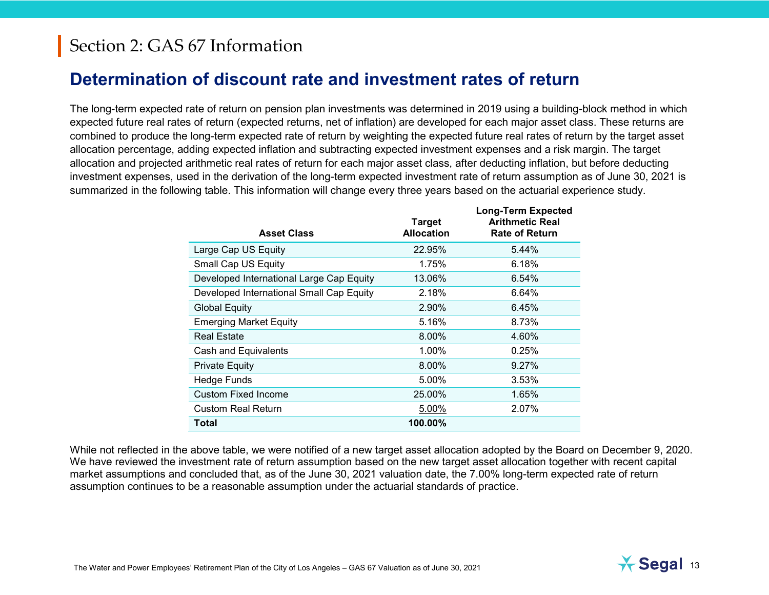# Section 2: GAS 67 Information

## Determination of discount rate and investment rates of return

The long-term expected rate of return on pension plan investments was determined in 2019 using a building-block method in which expected future real rates of return (expected returns, net of inflation) are developed for each major asset class. These returns are combined to produce the long-term expected rate of return by weighting the expected future real rates of return by the target asset allocation percentage, adding expected inflation and subtracting expected investment expenses and a risk margin. The target allocation and projected arithmetic real rates of return for each major asset class, after deducting inflation, but before deducting investment expenses, used in the derivation of the long-term expected investment rate of return assumption as of June 30, 2021 is summarized in the following table. This information will change every three years based on the actuarial experience study.

| Asset Class | Target Allocation | Long-Term Expected Arithmetic Real Rate of Return |
|---|---|---|
| Large Cap US Equity | 22.95% | 5.44% |
| Small Cap US Equity | 1.75% | 6.18% |
| Developed International Large Cap Equity | 13.06% | 6.54% |
| Developed International Small Cap Equity | 2.18% | 6.64% |
| Global Equity | 2.90% | 6.45% |
| Emerging Market Equity | 5.16% | 8.73% |
| Real Estate | 8.00% | 4.60% |
| Cash and Equivalents | 1.00% | 0.25% |
| Private Equity | 8.00% | 9.27% |
| Hedge Funds | 5.00% | 3.53% |
| Custom Fixed Income | 25.00% | 1.65% |
| Custom Real Return | 5.00% | 2.07% |
| **Total** | **100.00%** | |

While not reflected in the above table, we were notified of a new target asset allocation adopted by the Board on December 9, 2020. We have reviewed the investment rate of return assumption based on the new target asset allocation together with recent capital market assumptions and concluded that, as of the June 30, 2021 valuation date, the 7.00% long-term expected rate of return assumption continues to be a reasonable assumption under the actuarial standards of practice.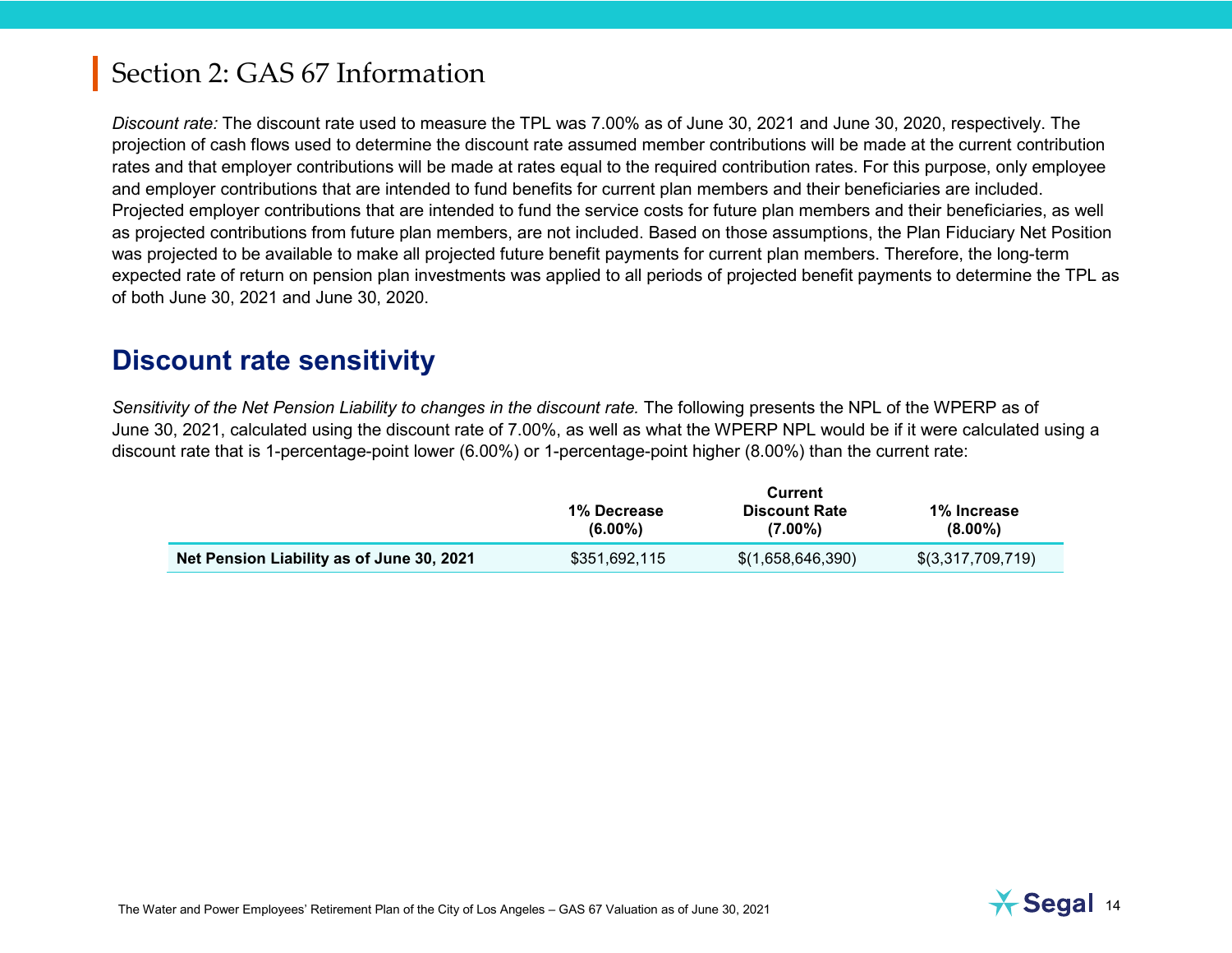# Section 2: GAS 67 Information

*Discount rate:* The discount rate used to measure the TPL was 7.00% as of June 30, 2021 and June 30, 2020, respectively. The projection of cash flows used to determine the discount rate assumed member contributions will be made at the current contribution rates and that employer contributions will be made at rates equal to the required contribution rates. For this purpose, only employee and employer contributions that are intended to fund benefits for current plan members and their beneficiaries are included. Projected employer contributions that are intended to fund the service costs for future plan members and their beneficiaries, as well as projected contributions from future plan members, are not included. Based on those assumptions, the Plan Fiduciary Net Position was projected to be available to make all projected future benefit payments for current plan members. Therefore, the long-term expected rate of return on pension plan investments was applied to all periods of projected benefit payments to determine the TPL as of both June 30, 2021 and June 30, 2020.

## Discount rate sensitivity

*Sensitivity of the Net Pension Liability to changes in the discount rate.* The following presents the NPL of the WPERP as of June 30, 2021, calculated using the discount rate of 7.00%, as well as what the WPERP NPL would be if it were calculated using a discount rate that is 1-percentage-point lower (6.00%) or 1-percentage-point higher (8.00%) than the current rate:

| | 1% Decrease (6.00%) | Current Discount Rate (7.00%) | 1% Increase (8.00%) |
|---|---|---|---|
| **Net Pension Liability as of June 30, 2021** | $351,692,115 | $(1,658,646,390) | $(3,317,709,719) |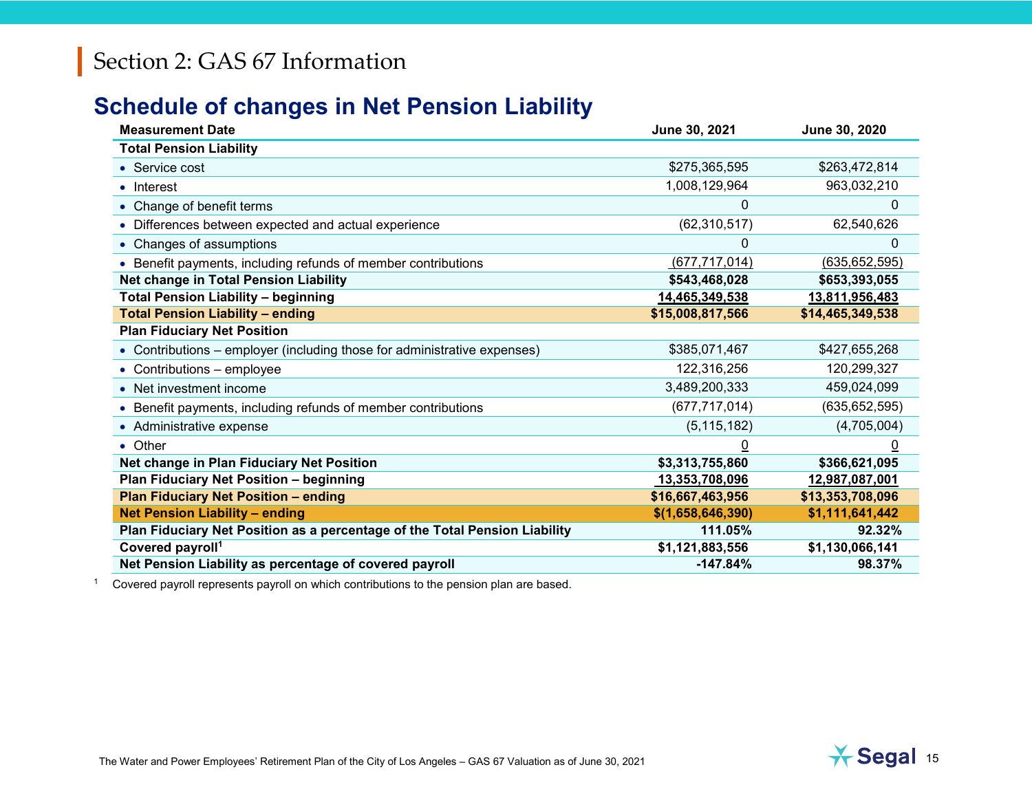# Section 2: GAS 67 Information

## Schedule of changes in Net Pension Liability

| Measurement Date | June 30, 2021 | June 30, 2020 |
|---|---|---|
| **Total Pension Liability** | | |
| • Service cost | $275,365,595 | $263,472,814 |
| • Interest | 1,008,129,964 | 963,032,210 |
| • Change of benefit terms | 0 | 0 |
| • Differences between expected and actual experience | (62,310,517) | 62,540,626 |
| • Changes of assumptions | 0 | 0 |
| • Benefit payments, including refunds of member contributions | (677,717,014) | (635,652,595) |
| **Net change in Total Pension Liability** | **$543,468,028** | **$653,393,055** |
| **Total Pension Liability – beginning** | **14,465,349,538** | **13,811,956,483** |
| **Total Pension Liability – ending** | **$15,008,817,566** | **$14,465,349,538** |
| **Plan Fiduciary Net Position** | | |
| • Contributions – employer (including those for administrative expenses) | $385,071,467 | $427,655,268 |
| • Contributions – employee | 122,316,256 | 120,299,327 |
| • Net investment income | 3,489,200,333 | 459,024,099 |
| • Benefit payments, including refunds of member contributions | (677,717,014) | (635,652,595) |
| • Administrative expense | (5,115,182) | (4,705,004) |
| • Other | 0 | 0 |
| **Net change in Plan Fiduciary Net Position** | **$3,313,755,860** | **$366,621,095** |
| **Plan Fiduciary Net Position – beginning** | **13,353,708,096** | **12,987,087,001** |
| **Plan Fiduciary Net Position – ending** | **$16,667,463,956** | **$13,353,708,096** |
| **Net Pension Liability – ending** | **$(1,658,646,390)** | **$1,111,641,442** |
| **Plan Fiduciary Net Position as a percentage of the Total Pension Liability** | **111.05%** | **92.32%** |
| **Covered payroll[1]** | **$1,121,883,556** | **$1,130,066,141** |
| **Net Pension Liability as percentage of covered payroll** | **-147.84%** | **98.37%** |

[1] Covered payroll represents payroll on which contributions to the pension plan are based.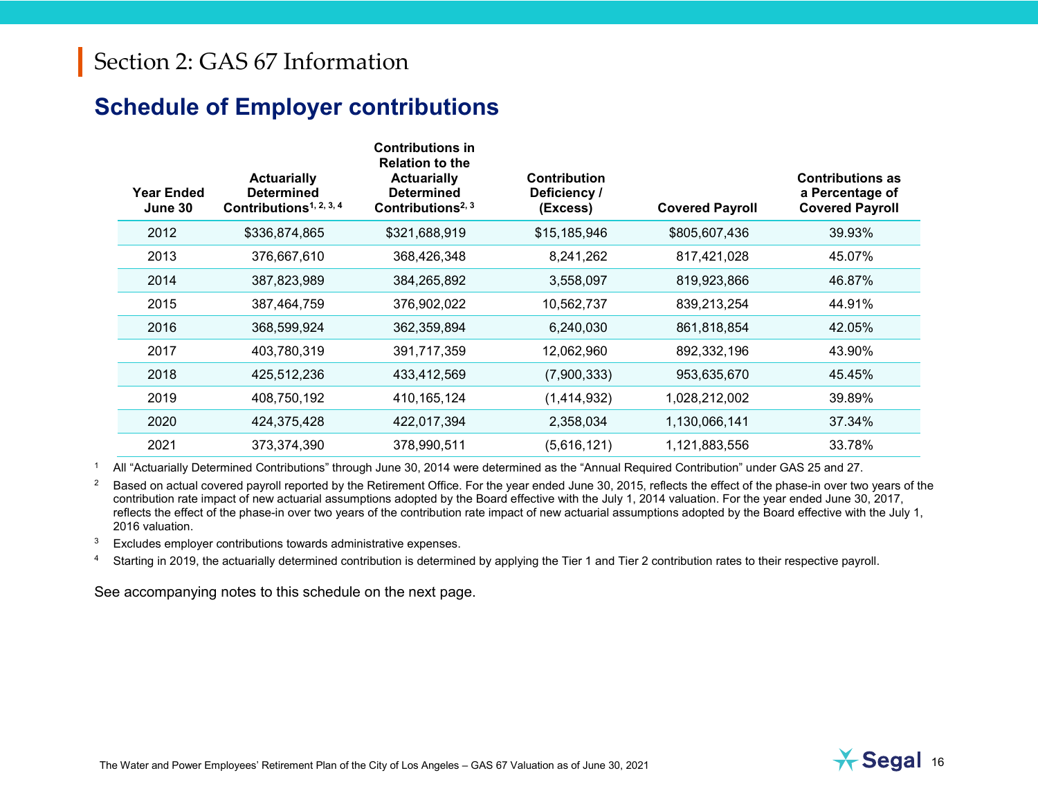# Section 2: GAS 67 Information

## Schedule of Employer contributions

| Year Ended June 30 | Actuarially Determined Contributions[1, 2, 3, 4] | Contributions in Relation to the Actuarially Determined Contributions[2, 3] | Contribution Deficiency / (Excess) | Covered Payroll | Contributions as a Percentage of Covered Payroll |
|---|---|---|---|---|---|
| 2012 | $336,874,865 | $321,688,919 | $15,185,946 | $805,607,436 | 39.93% |
| 2013 | 376,667,610 | 368,426,348 | 8,241,262 | 817,421,028 | 45.07% |
| 2014 | 387,823,989 | 384,265,892 | 3,558,097 | 819,923,866 | 46.87% |
| 2015 | 387,464,759 | 376,902,022 | 10,562,737 | 839,213,254 | 44.91% |
| 2016 | 368,599,924 | 362,359,894 | 6,240,030 | 861,818,854 | 42.05% |
| 2017 | 403,780,319 | 391,717,359 | 12,062,960 | 892,332,196 | 43.90% |
| 2018 | 425,512,236 | 433,412,569 | (7,900,333) | 953,635,670 | 45.45% |
| 2019 | 408,750,192 | 410,165,124 | (1,414,932) | 1,028,212,002 | 39.89% |
| 2020 | 424,375,428 | 422,017,394 | 2,358,034 | 1,130,066,141 | 37.34% |
| 2021 | 373,374,390 | 378,990,511 | (5,616,121) | 1,121,883,556 | 33.78% |

[1] All “Actuarially Determined Contributions” through June 30, 2014 were determined as the “Annual Required Contribution” under GAS 25 and 27.

[2] Based on actual covered payroll reported by the Retirement Office. For the year ended June 30, 2015, reflects the effect of the phase-in over two years of the contribution rate impact of new actuarial assumptions adopted by the Board effective with the July 1, 2014 valuation. For the year ended June 30, 2017, reflects the effect of the phase-in over two years of the contribution rate impact of new actuarial assumptions adopted by the Board effective with the July 1, 2016 valuation.

[3] Excludes employer contributions towards administrative expenses.

[4] Starting in 2019, the actuarially determined contribution is determined by applying the Tier 1 and Tier 2 contribution rates to their respective payroll.

See accompanying notes to this schedule on the next page.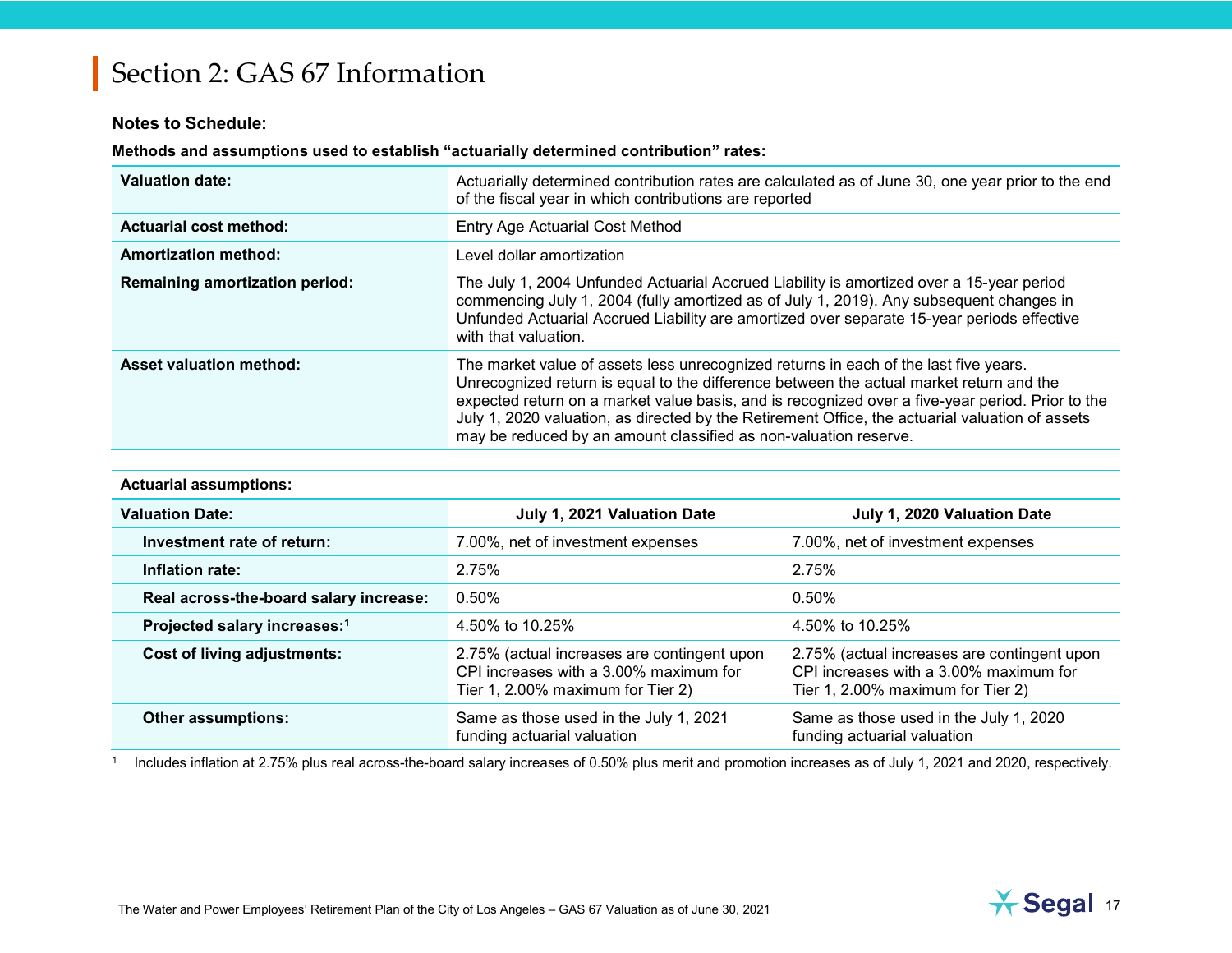# Section 2: GAS 67 Information

**Notes to Schedule:**

**Methods and assumptions used to establish "actuarially determined contribution" rates:**

| | |
|---|---|
| **Valuation date:** | Actuarially determined contribution rates are calculated as of June 30, one year prior to the end of the fiscal year in which contributions are reported |
| **Actuarial cost method:** | Entry Age Actuarial Cost Method |
| **Amortization method:** | Level dollar amortization |
| **Remaining amortization period:** | The July 1, 2004 Unfunded Actuarial Accrued Liability is amortized over a 15-year period commencing July 1, 2004 (fully amortized as of July 1, 2019). Any subsequent changes in Unfunded Actuarial Accrued Liability are amortized over separate 15-year periods effective with that valuation. |
| **Asset valuation method:** | The market value of assets less unrecognized returns in each of the last five years. Unrecognized return is equal to the difference between the actual market return and the expected return on a market value basis, and is recognized over a five-year period. Prior to the July 1, 2020 valuation, as directed by the Retirement Office, the actuarial valuation of assets may be reduced by an amount classified as non-valuation reserve. |

**Actuarial assumptions:**

| **Valuation Date:** | **July 1, 2021 Valuation Date** | **July 1, 2020 Valuation Date** |
|---|---|---|
| **Investment rate of return:** | 7.00%, net of investment expenses | 7.00%, net of investment expenses |
| **Inflation rate:** | 2.75% | 2.75% |
| **Real across-the-board salary increase:** | 0.50% | 0.50% |
| **Projected salary increases:**[1] | 4.50% to 10.25% | 4.50% to 10.25% |
| **Cost of living adjustments:** | 2.75% (actual increases are contingent upon CPI increases with a 3.00% maximum for Tier 1, 2.00% maximum for Tier 2) | 2.75% (actual increases are contingent upon CPI increases with a 3.00% maximum for Tier 1, 2.00% maximum for Tier 2) |
| **Other assumptions:** | Same as those used in the July 1, 2021 funding actuarial valuation | Same as those used in the July 1, 2020 funding actuarial valuation |

[1] Includes inflation at 2.75% plus real across-the-board salary increases of 0.50% plus merit and promotion increases as of July 1, 2021 and 2020, respectively.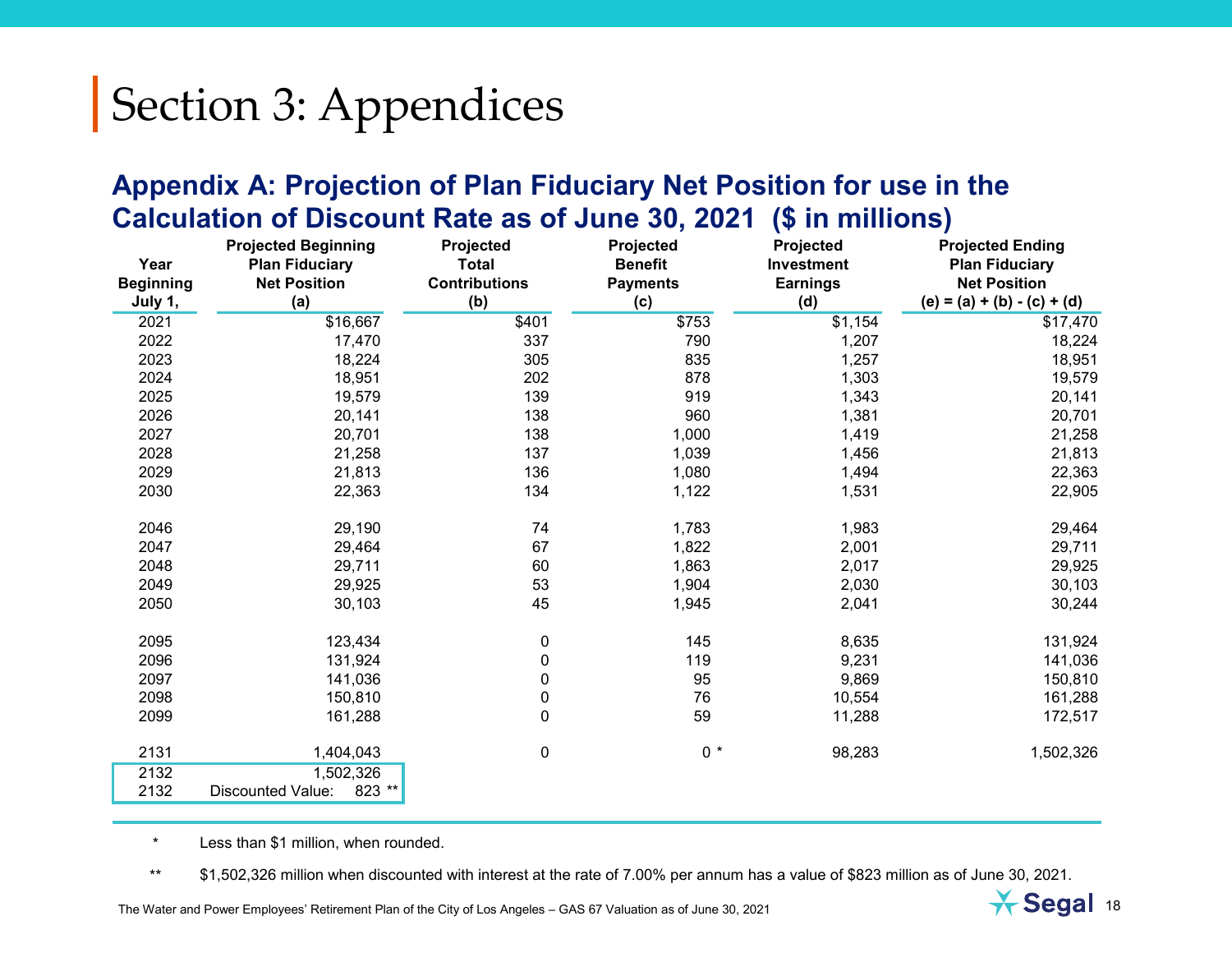# Section 3: Appendices

## Appendix A: Projection of Plan Fiduciary Net Position for use in the Calculation of Discount Rate as of June 30, 2021 ($ in millions)

| Year Beginning July 1, | Projected Beginning Plan Fiduciary Net Position (a) | Projected Total Contributions (b) | Projected Benefit Payments (c) | Projected Investment Earnings (d) | Projected Ending Plan Fiduciary Net Position (e) = (a) + (b) - (c) + (d) |
|---|---|---|---|---|---|
| 2021 | $16,667 | $401 | $753 | $1,154 | $17,470 |
| 2022 | 17,470 | 337 | 790 | 1,207 | 18,224 |
| 2023 | 18,224 | 305 | 835 | 1,257 | 18,951 |
| 2024 | 18,951 | 202 | 878 | 1,303 | 19,579 |
| 2025 | 19,579 | 139 | 919 | 1,343 | 20,141 |
| 2026 | 20,141 | 138 | 960 | 1,381 | 20,701 |
| 2027 | 20,701 | 138 | 1,000 | 1,419 | 21,258 |
| 2028 | 21,258 | 137 | 1,039 | 1,456 | 21,813 |
| 2029 | 21,813 | 136 | 1,080 | 1,494 | 22,363 |
| 2030 | 22,363 | 134 | 1,122 | 1,531 | 22,905 |
| | | | | | |
| 2046 | 29,190 | 74 | 1,783 | 1,983 | 29,464 |
| 2047 | 29,464 | 67 | 1,822 | 2,001 | 29,711 |
| 2048 | 29,711 | 60 | 1,863 | 2,017 | 29,925 |
| 2049 | 29,925 | 53 | 1,904 | 2,030 | 30,103 |
| 2050 | 30,103 | 45 | 1,945 | 2,041 | 30,244 |
| | | | | | |
| 2095 | 123,434 | 0 | 145 | 8,635 | 131,924 |
| 2096 | 131,924 | 0 | 119 | 9,231 | 141,036 |
| 2097 | 141,036 | 0 | 95 | 9,869 | 150,810 |
| 2098 | 150,810 | 0 | 76 | 10,554 | 161,288 |
| 2099 | 161,288 | 0 | 59 | 11,288 | 172,517 |
| | | | | | |
| 2131 | 1,404,043 | 0 | 0 * | 98,283 | 1,502,326 |
| 2132 | 1,502,326 | | | | |
| 2132 | Discounted Value: 823 ** | | | | |

\* Less than $1 million, when rounded.

\*\* $1,502,326 million when discounted with interest at the rate of 7.00% per annum has a value of $823 million as of June 30, 2021.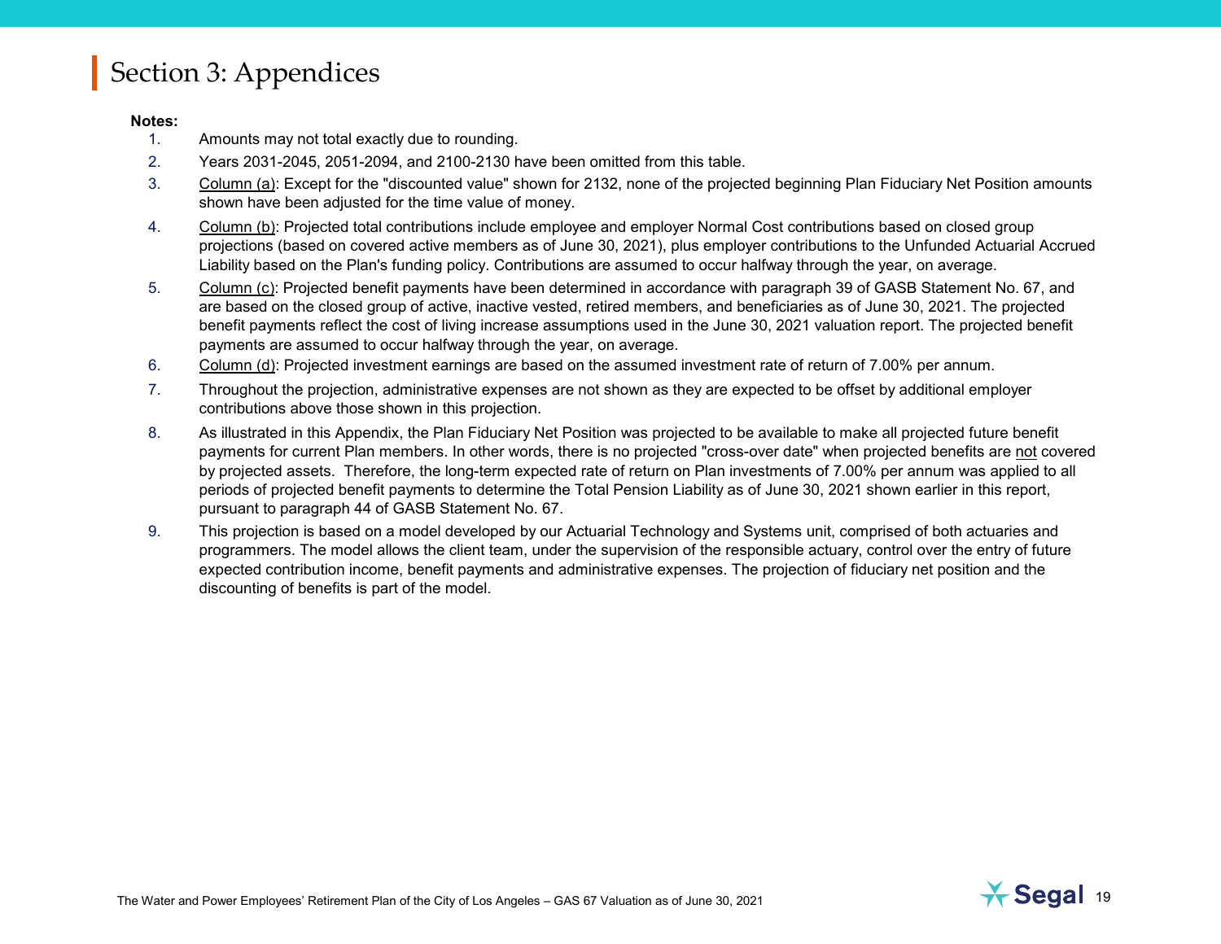# Section 3: Appendices

**Notes:**

1. Amounts may not total exactly due to rounding.
2. Years 2031-2045, 2051-2094, and 2100-2130 have been omitted from this table.
3. Column (a): Except for the "discounted value" shown for 2132, none of the projected beginning Plan Fiduciary Net Position amounts shown have been adjusted for the time value of money.
4. Column (b): Projected total contributions include employee and employer Normal Cost contributions based on closed group projections (based on covered active members as of June 30, 2021), plus employer contributions to the Unfunded Actuarial Accrued Liability based on the Plan's funding policy. Contributions are assumed to occur halfway through the year, on average.
5. Column (c): Projected benefit payments have been determined in accordance with paragraph 39 of GASB Statement No. 67, and are based on the closed group of active, inactive vested, retired members, and beneficiaries as of June 30, 2021. The projected benefit payments reflect the cost of living increase assumptions used in the June 30, 2021 valuation report. The projected benefit payments are assumed to occur halfway through the year, on average.
6. Column (d): Projected investment earnings are based on the assumed investment rate of return of 7.00% per annum.
7. Throughout the projection, administrative expenses are not shown as they are expected to be offset by additional employer contributions above those shown in this projection.
8. As illustrated in this Appendix, the Plan Fiduciary Net Position was projected to be available to make all projected future benefit payments for current Plan members. In other words, there is no projected "cross-over date" when projected benefits are not covered by projected assets. Therefore, the long-term expected rate of return on Plan investments of 7.00% per annum was applied to all periods of projected benefit payments to determine the Total Pension Liability as of June 30, 2021 shown earlier in this report, pursuant to paragraph 44 of GASB Statement No. 67.
9. This projection is based on a model developed by our Actuarial Technology and Systems unit, comprised of both actuaries and programmers. The model allows the client team, under the supervision of the responsible actuary, control over the entry of future expected contribution income, benefit payments and administrative expenses. The projection of fiduciary net position and the discounting of benefits is part of the model.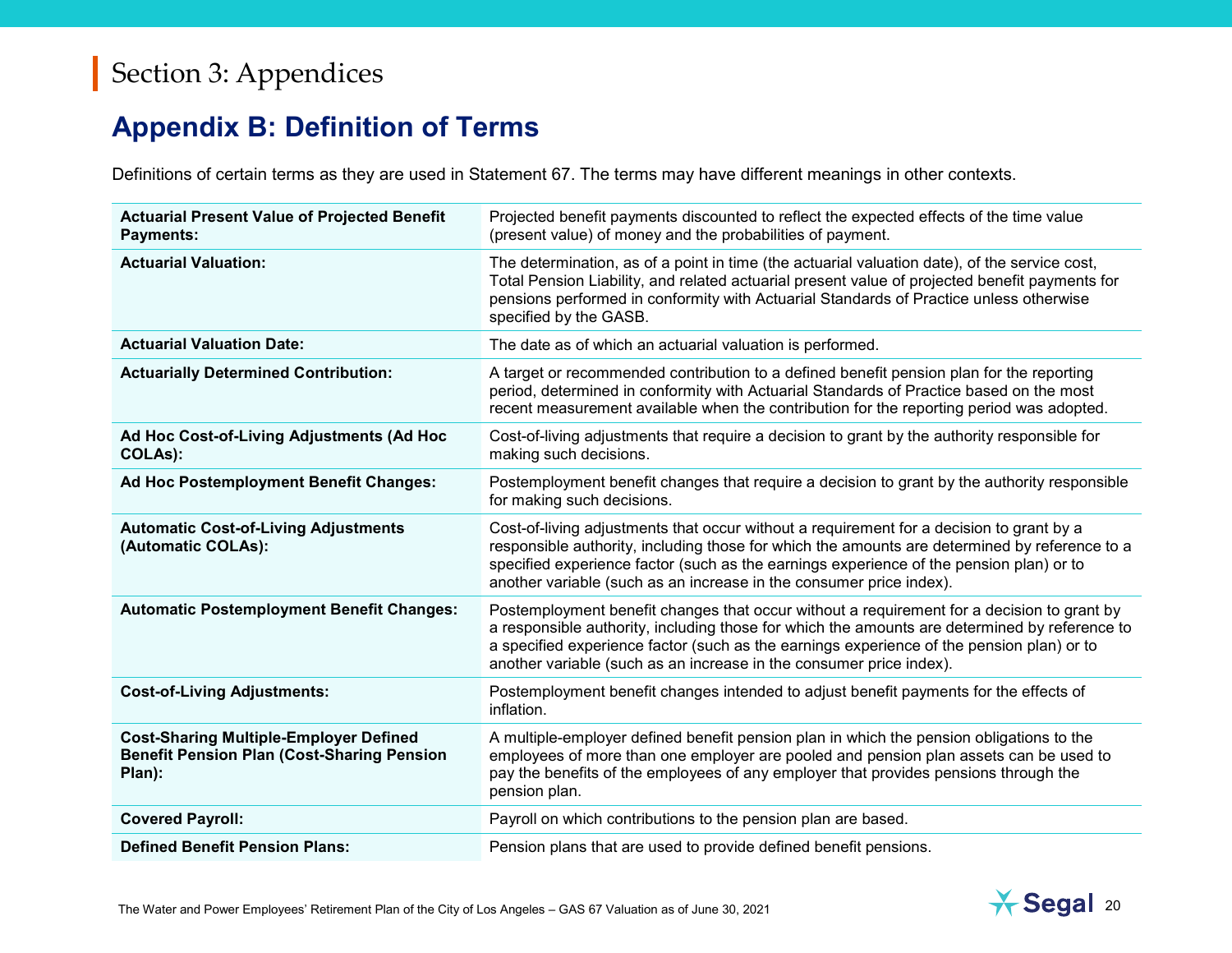# Section 3: Appendices

## Appendix B: Definition of Terms

Definitions of certain terms as they are used in Statement 67. The terms may have different meanings in other contexts.

| Term | Definition |
|---|---|
| **Actuarial Present Value of Projected Benefit Payments:** | Projected benefit payments discounted to reflect the expected effects of the time value (present value) of money and the probabilities of payment. |
| **Actuarial Valuation:** | The determination, as of a point in time (the actuarial valuation date), of the service cost, Total Pension Liability, and related actuarial present value of projected benefit payments for pensions performed in conformity with Actuarial Standards of Practice unless otherwise specified by the GASB. |
| **Actuarial Valuation Date:** | The date as of which an actuarial valuation is performed. |
| **Actuarially Determined Contribution:** | A target or recommended contribution to a defined benefit pension plan for the reporting period, determined in conformity with Actuarial Standards of Practice based on the most recent measurement available when the contribution for the reporting period was adopted. |
| **Ad Hoc Cost-of-Living Adjustments (Ad Hoc COLAs):** | Cost-of-living adjustments that require a decision to grant by the authority responsible for making such decisions. |
| **Ad Hoc Postemployment Benefit Changes:** | Postemployment benefit changes that require a decision to grant by the authority responsible for making such decisions. |
| **Automatic Cost-of-Living Adjustments (Automatic COLAs):** | Cost-of-living adjustments that occur without a requirement for a decision to grant by a responsible authority, including those for which the amounts are determined by reference to a specified experience factor (such as the earnings experience of the pension plan) or to another variable (such as an increase in the consumer price index). |
| **Automatic Postemployment Benefit Changes:** | Postemployment benefit changes that occur without a requirement for a decision to grant by a responsible authority, including those for which the amounts are determined by reference to a specified experience factor (such as the earnings experience of the pension plan) or to another variable (such as an increase in the consumer price index). |
| **Cost-of-Living Adjustments:** | Postemployment benefit changes intended to adjust benefit payments for the effects of inflation. |
| **Cost-Sharing Multiple-Employer Defined Benefit Pension Plan (Cost-Sharing Pension Plan):** | A multiple-employer defined benefit pension plan in which the pension obligations to the employees of more than one employer are pooled and pension plan assets can be used to pay the benefits of the employees of any employer that provides pensions through the pension plan. |
| **Covered Payroll:** | Payroll on which contributions to the pension plan are based. |
| **Defined Benefit Pension Plans:** | Pension plans that are used to provide defined benefit pensions. |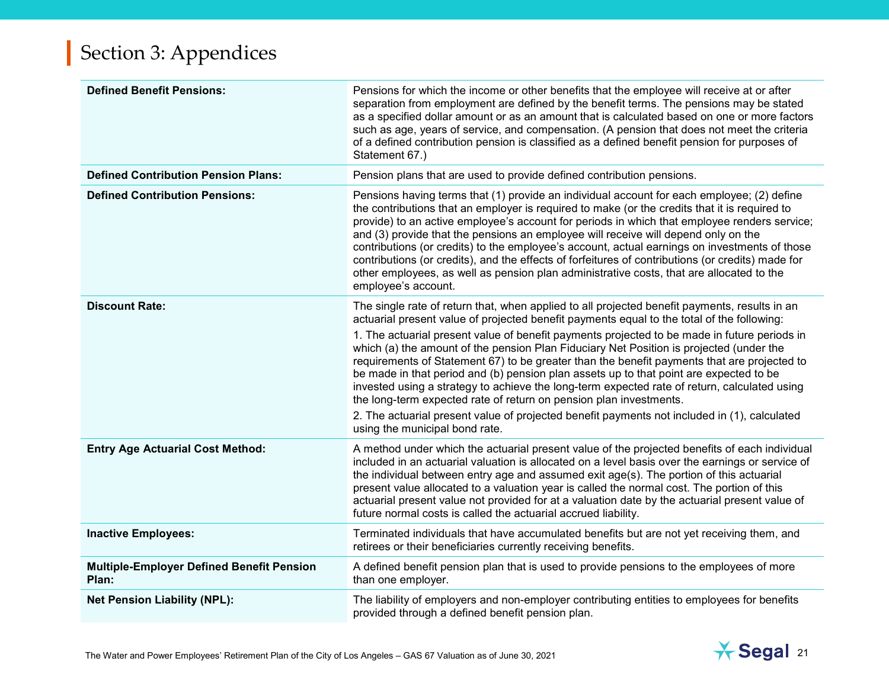## Section 3: Appendices

| | |
|---|---|
| **Defined Benefit Pensions:** | Pensions for which the income or other benefits that the employee will receive at or after separation from employment are defined by the benefit terms. The pensions may be stated as a specified dollar amount or as an amount that is calculated based on one or more factors such as age, years of service, and compensation. (A pension that does not meet the criteria of a defined contribution pension is classified as a defined benefit pension for purposes of Statement 67.) |
| **Defined Contribution Pension Plans:** | Pension plans that are used to provide defined contribution pensions. |
| **Defined Contribution Pensions:** | Pensions having terms that (1) provide an individual account for each employee; (2) define the contributions that an employer is required to make (or the credits that it is required to provide) to an active employee's account for periods in which that employee renders service; and (3) provide that the pensions an employee will receive will depend only on the contributions (or credits) to the employee's account, actual earnings on investments of those contributions (or credits), and the effects of forfeitures of contributions (or credits) made for other employees, as well as pension plan administrative costs, that are allocated to the employee's account. |
| **Discount Rate:** | The single rate of return that, when applied to all projected benefit payments, results in an actuarial present value of projected benefit payments equal to the total of the following:<br>1. The actuarial present value of benefit payments projected to be made in future periods in which (a) the amount of the pension Plan Fiduciary Net Position is projected (under the requirements of Statement 67) to be greater than the benefit payments that are projected to be made in that period and (b) pension plan assets up to that point are expected to be invested using a strategy to achieve the long-term expected rate of return, calculated using the long-term expected rate of return on pension plan investments.<br>2. The actuarial present value of projected benefit payments not included in (1), calculated using the municipal bond rate. |
| **Entry Age Actuarial Cost Method:** | A method under which the actuarial present value of the projected benefits of each individual included in an actuarial valuation is allocated on a level basis over the earnings or service of the individual between entry age and assumed exit age(s). The portion of this actuarial present value allocated to a valuation year is called the normal cost. The portion of this actuarial present value not provided for at a valuation date by the actuarial present value of future normal costs is called the actuarial accrued liability. |
| **Inactive Employees:** | Terminated individuals that have accumulated benefits but are not yet receiving them, and retirees or their beneficiaries currently receiving benefits. |
| **Multiple-Employer Defined Benefit Pension Plan:** | A defined benefit pension plan that is used to provide pensions to the employees of more than one employer. |
| **Net Pension Liability (NPL):** | The liability of employers and non-employer contributing entities to employees for benefits provided through a defined benefit pension plan. |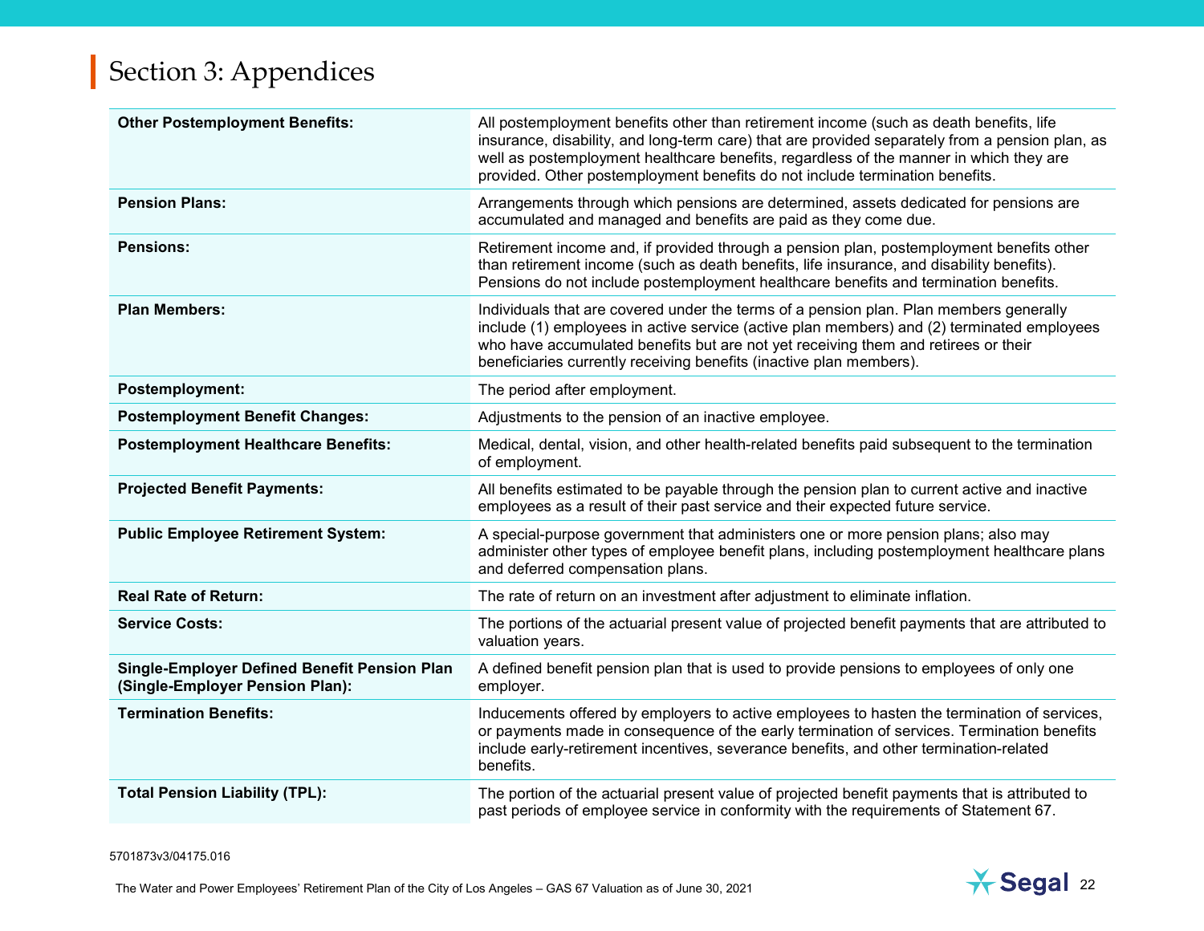# Section 3: Appendices

| | |
|---|---|
| **Other Postemployment Benefits:** | All postemployment benefits other than retirement income (such as death benefits, life insurance, disability, and long-term care) that are provided separately from a pension plan, as well as postemployment healthcare benefits, regardless of the manner in which they are provided. Other postemployment benefits do not include termination benefits. |
| **Pension Plans:** | Arrangements through which pensions are determined, assets dedicated for pensions are accumulated and managed and benefits are paid as they come due. |
| **Pensions:** | Retirement income and, if provided through a pension plan, postemployment benefits other than retirement income (such as death benefits, life insurance, and disability benefits). Pensions do not include postemployment healthcare benefits and termination benefits. |
| **Plan Members:** | Individuals that are covered under the terms of a pension plan. Plan members generally include (1) employees in active service (active plan members) and (2) terminated employees who have accumulated benefits but are not yet receiving them and retirees or their beneficiaries currently receiving benefits (inactive plan members). |
| **Postemployment:** | The period after employment. |
| **Postemployment Benefit Changes:** | Adjustments to the pension of an inactive employee. |
| **Postemployment Healthcare Benefits:** | Medical, dental, vision, and other health-related benefits paid subsequent to the termination of employment. |
| **Projected Benefit Payments:** | All benefits estimated to be payable through the pension plan to current active and inactive employees as a result of their past service and their expected future service. |
| **Public Employee Retirement System:** | A special-purpose government that administers one or more pension plans; also may administer other types of employee benefit plans, including postemployment healthcare plans and deferred compensation plans. |
| **Real Rate of Return:** | The rate of return on an investment after adjustment to eliminate inflation. |
| **Service Costs:** | The portions of the actuarial present value of projected benefit payments that are attributed to valuation years. |
| **Single-Employer Defined Benefit Pension Plan (Single-Employer Pension Plan):** | A defined benefit pension plan that is used to provide pensions to employees of only one employer. |
| **Termination Benefits:** | Inducements offered by employers to active employees to hasten the termination of services, or payments made in consequence of the early termination of services. Termination benefits include early-retirement incentives, severance benefits, and other termination-related benefits. |
| **Total Pension Liability (TPL):** | The portion of the actuarial present value of projected benefit payments that is attributed to past periods of employee service in conformity with the requirements of Statement 67. |

5701873v3/04175.016